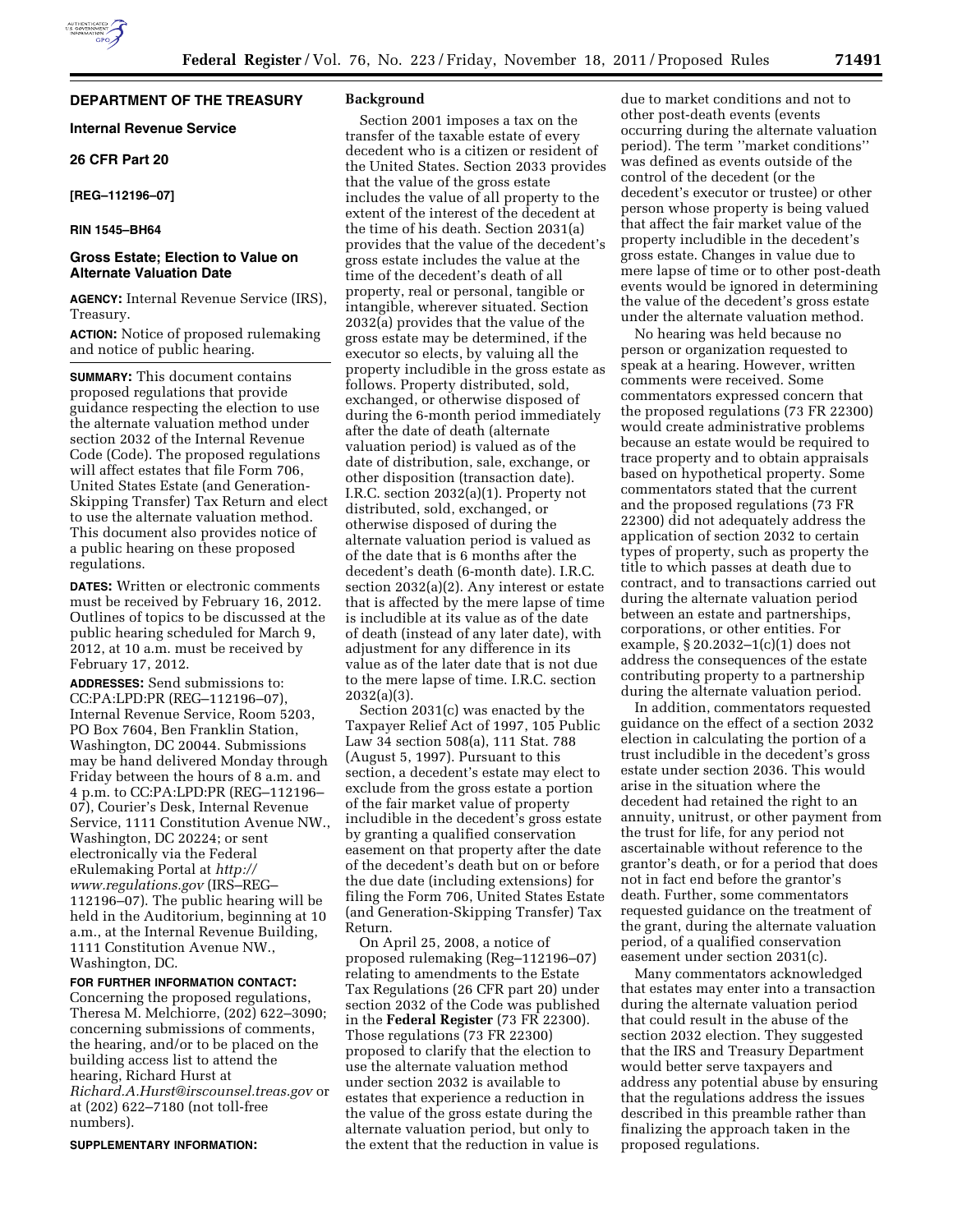**DEPARTMENT OF THE TREASURY**

**Internal Revenue Service**

**26 CFR Part 20**

**[REG–112196–07]**

**RIN 1545–BH64**

## Gross Estate; Election to Value on Alternate Valuation Date

**AGENCY:** Internal Revenue Service (IRS), Treasury.

**ACTION:** Notice of proposed rulemaking and notice of public hearing.

**SUMMARY:** This document contains proposed regulations that provide guidance respecting the election to use the alternate valuation method under section 2032 of the Internal Revenue Code (Code). The proposed regulations will affect estates that file Form 706, United States Estate (and Generation-Skipping Transfer) Tax Return and elect to use the alternate valuation method. This document also provides notice of a public hearing on these proposed regulations.

**DATES:** Written or electronic comments must be received by February 16, 2012. Outlines of topics to be discussed at the public hearing scheduled for March 9, 2012, at 10 a.m. must be received by February 17, 2012.

**ADDRESSES:** Send submissions to: CC:PA:LPD:PR (REG–112196–07), Internal Revenue Service, Room 5203, PO Box 7604, Ben Franklin Station, Washington, DC 20044. Submissions may be hand delivered Monday through Friday between the hours of 8 a.m. and 4 p.m. to CC:PA:LPD:PR (REG–112196–07), Courier's Desk, Internal Revenue Service, 1111 Constitution Avenue NW., Washington, DC 20224; or sent electronically via the Federal eRulemaking Portal at *http://www.regulations.gov* (IRS–REG–112196–07). The public hearing will be held in the Auditorium, beginning at 10 a.m., at the Internal Revenue Building, 1111 Constitution Avenue NW., Washington, DC.

**FOR FURTHER INFORMATION CONTACT:** Concerning the proposed regulations, Theresa M. Melchiorre, (202) 622–3090; concerning submissions of comments, the hearing, and/or to be placed on the building access list to attend the hearing, Richard Hurst at *Richard.A.Hurst@irscounsel.treas.gov* or at (202) 622–7180 (not toll-free numbers).

**SUPPLEMENTARY INFORMATION:**

### Background

Section 2001 imposes a tax on the transfer of the taxable estate of every decedent who is a citizen or resident of the United States. Section 2033 provides that the value of the gross estate includes the value of all property to the extent of the interest of the decedent at the time of his death. Section 2031(a) provides that the value of the decedent's gross estate includes the value at the time of the decedent's death of all property, real or personal, tangible or intangible, wherever situated. Section 2032(a) provides that the value of the gross estate may be determined, if the executor so elects, by valuing all the property includible in the gross estate as follows. Property distributed, sold, exchanged, or otherwise disposed of during the 6-month period immediately after the date of death (alternate valuation period) is valued as of the date of distribution, sale, exchange, or other disposition (transaction date). I.R.C. section 2032(a)(1). Property not distributed, sold, exchanged, or otherwise disposed of during the alternate valuation period is valued as of the date that is 6 months after the decedent's death (6-month date). I.R.C. section 2032(a)(2). Any interest or estate that is affected by the mere lapse of time is includible at its value as of the date of death (instead of any later date), with adjustment for any difference in its value as of the later date that is not due to the mere lapse of time. I.R.C. section 2032(a)(3).

Section 2031(c) was enacted by the Taxpayer Relief Act of 1997, 105 Public Law 34 section 508(a), 111 Stat. 788 (August 5, 1997). Pursuant to this section, a decedent's estate may elect to exclude from the gross estate a portion of the fair market value of property includible in the decedent's gross estate by granting a qualified conservation easement on that property after the date of the decedent's death but on or before the due date (including extensions) for filing the Form 706, United States Estate (and Generation-Skipping Transfer) Tax Return.

On April 25, 2008, a notice of proposed rulemaking (Reg–112196–07) relating to amendments to the Estate Tax Regulations (26 CFR part 20) under section 2032 of the Code was published in the **Federal Register** (73 FR 22300). Those regulations (73 FR 22300) proposed to clarify that the election to use the alternate valuation method under section 2032 is available to estates that experience a reduction in the value of the gross estate during the alternate valuation period, but only to the extent that the reduction in value is due to market conditions and not to other post-death events (events occurring during the alternate valuation period). The term ''market conditions'' was defined as events outside of the control of the decedent (or the decedent's executor or trustee) or other person whose property is being valued that affect the fair market value of the property includible in the decedent's gross estate. Changes in value due to mere lapse of time or to other post-death events would be ignored in determining the value of the decedent's gross estate under the alternate valuation method.

No hearing was held because no person or organization requested to speak at a hearing. However, written comments were received. Some commentators expressed concern that the proposed regulations (73 FR 22300) would create administrative problems because an estate would be required to trace property and to obtain appraisals based on hypothetical property. Some commentators stated that the current and the proposed regulations (73 FR 22300) did not adequately address the application of section 2032 to certain types of property, such as property the title to which passes at death due to contract, and to transactions carried out during the alternate valuation period between an estate and partnerships, corporations, or other entities. For example, § 20.2032–1(c)(1) does not address the consequences of the estate contributing property to a partnership during the alternate valuation period.

In addition, commentators requested guidance on the effect of a section 2032 election in calculating the portion of a trust includible in the decedent's gross estate under section 2036. This would arise in the situation where the decedent had retained the right to an annuity, unitrust, or other payment from the trust for life, for any period not ascertainable without reference to the grantor's death, or for a period that does not in fact end before the grantor's death. Further, some commentators requested guidance on the treatment of the grant, during the alternate valuation period, of a qualified conservation easement under section 2031(c).

Many commentators acknowledged that estates may enter into a transaction during the alternate valuation period that could result in the abuse of the section 2032 election. They suggested that the IRS and Treasury Department would better serve taxpayers and address any potential abuse by ensuring that the regulations address the issues described in this preamble rather than finalizing the approach taken in the proposed regulations.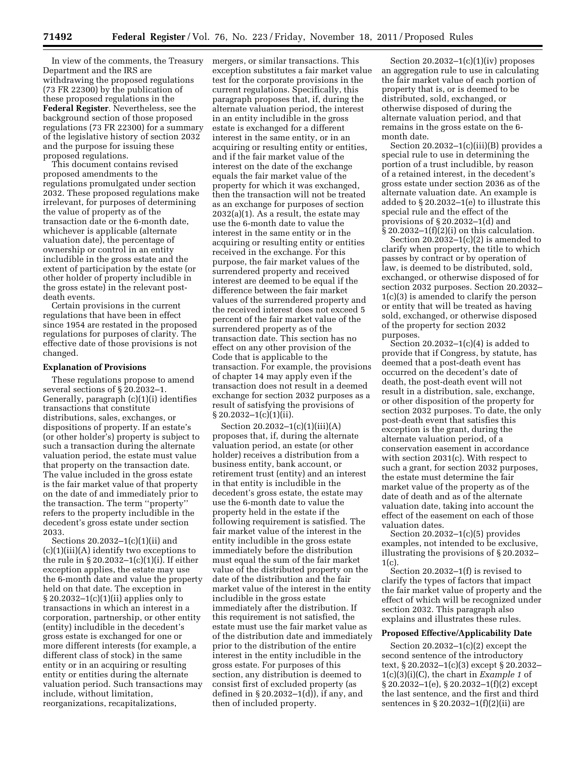In view of the comments, the Treasury Department and the IRS are withdrawing the proposed regulations (73 FR 22300) by the publication of these proposed regulations in the **Federal Register**. Nevertheless, see the background section of those proposed regulations (73 FR 22300) for a summary of the legislative history of section 2032 and the purpose for issuing these proposed regulations.

This document contains revised proposed amendments to the regulations promulgated under section 2032. These proposed regulations make irrelevant, for purposes of determining the value of property as of the transaction date or the 6-month date, whichever is applicable (alternate valuation date), the percentage of ownership or control in an entity includible in the gross estate and the extent of participation by the estate (or other holder of property includible in the gross estate) in the relevant post-death events.

Certain provisions in the current regulations that have been in effect since 1954 are restated in the proposed regulations for purposes of clarity. The effective date of those provisions is not changed.

**Explanation of Provisions**

These regulations propose to amend several sections of § 20.2032–1. Generally, paragraph (c)(1)(i) identifies transactions that constitute distributions, sales, exchanges, or dispositions of property. If an estate's (or other holder's) property is subject to such a transaction during the alternate valuation period, the estate must value that property on the transaction date. The value included in the gross estate is the fair market value of that property on the date of and immediately prior to the transaction. The term ''property'' refers to the property includible in the decedent's gross estate under section 2033.

Sections 20.2032–1(c)(1)(ii) and (c)(1)(iii)(A) identify two exceptions to the rule in § 20.2032–1(c)(1)(i). If either exception applies, the estate may use the 6-month date and value the property held on that date. The exception in § 20.2032–1(c)(1)(ii) applies only to transactions in which an interest in a corporation, partnership, or other entity (entity) includible in the decedent's gross estate is exchanged for one or more different interests (for example, a different class of stock) in the same entity or in an acquiring or resulting entity or entities during the alternate valuation period. Such transactions may include, without limitation, reorganizations, recapitalizations, mergers, or similar transactions. This exception substitutes a fair market value test for the corporate provisions in the current regulations. Specifically, this paragraph proposes that, if, during the alternate valuation period, the interest in an entity includible in the gross estate is exchanged for a different interest in the same entity, or in an acquiring or resulting entity or entities, and if the fair market value of the interest on the date of the exchange equals the fair market value of the property for which it was exchanged, then the transaction will not be treated as an exchange for purposes of section 2032(a)(1). As a result, the estate may use the 6-month date to value the interest in the same entity or in the acquiring or resulting entity or entities received in the exchange. For this purpose, the fair market values of the surrendered property and received interest are deemed to be equal if the difference between the fair market values of the surrendered property and the received interest does not exceed 5 percent of the fair market value of the surrendered property as of the transaction date. This section has no effect on any other provision of the Code that is applicable to the transaction. For example, the provisions of chapter 14 may apply even if the transaction does not result in a deemed exchange for section 2032 purposes as a result of satisfying the provisions of § 20.2032–1(c)(1)(ii).

Section 20.2032–1(c)(1)(iii)(A) proposes that, if, during the alternate valuation period, an estate (or other holder) receives a distribution from a business entity, bank account, or retirement trust (entity) and an interest in that entity is includible in the decedent's gross estate, the estate may use the 6-month date to value the property held in the estate if the following requirement is satisfied. The fair market value of the interest in the entity includible in the gross estate immediately before the distribution must equal the sum of the fair market value of the distributed property on the date of the distribution and the fair market value of the interest in the entity includible in the gross estate immediately after the distribution. If this requirement is not satisfied, the estate must use the fair market value as of the distribution date and immediately prior to the distribution of the entire interest in the entity includible in the gross estate. For purposes of this section, any distribution is deemed to consist first of excluded property (as defined in § 20.2032–1(d)), if any, and then of included property.

Section 20.2032–1(c)(1)(iv) proposes an aggregation rule to use in calculating the fair market value of each portion of property that is, or is deemed to be distributed, sold, exchanged, or otherwise disposed of during the alternate valuation period, and that remains in the gross estate on the 6-month date.

Section 20.2032–1(c)(iii)(B) provides a special rule to use in determining the portion of a trust includible, by reason of a retained interest, in the decedent's gross estate under section 2036 as of the alternate valuation date. An example is added to § 20.2032–1(e) to illustrate this special rule and the effect of the provisions of § 20.2032–1(d) and § 20.2032–1(f)(2)(i) on this calculation.

Section 20.2032–1(c)(2) is amended to clarify when property, the title to which passes by contract or by operation of law, is deemed to be distributed, sold, exchanged, or otherwise disposed of for section 2032 purposes. Section 20.2032–1(c)(3) is amended to clarify the person or entity that will be treated as having sold, exchanged, or otherwise disposed of the property for section 2032 purposes.

Section 20.2032–1(c)(4) is added to provide that if Congress, by statute, has deemed that a post-death event has occurred on the decedent's date of death, the post-death event will not result in a distribution, sale, exchange, or other disposition of the property for section 2032 purposes. To date, the only post-death event that satisfies this exception is the grant, during the alternate valuation period, of a conservation easement in accordance with section 2031(c). With respect to such a grant, for section 2032 purposes, the estate must determine the fair market value of the property as of the date of death and as of the alternate valuation date, taking into account the effect of the easement on each of those valuation dates.

Section 20.2032–1(c)(5) provides examples, not intended to be exclusive, illustrating the provisions of § 20.2032–1(c).

Section 20.2032–1(f) is revised to clarify the types of factors that impact the fair market value of property and the effect of which will be recognized under section 2032. This paragraph also explains and illustrates these rules.

**Proposed Effective/Applicability Date**

Section 20.2032–1(c)(2) except the second sentence of the introductory text, § 20.2032–1(c)(3) except § 20.2032–1(c)(3)(i)(C), the chart in *Example 1* of § 20.2032–1(e), § 20.2032–1(f)(2) except the last sentence, and the first and third sentences in § 20.2032–1(f)(2)(ii) are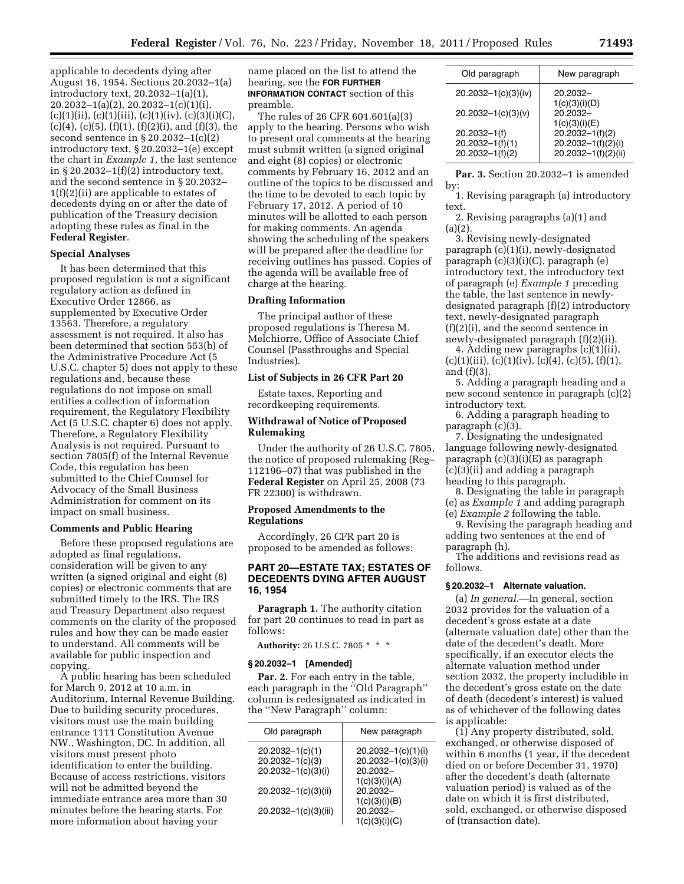applicable to decedents dying after August 16, 1954. Sections 20.2032–1(a) introductory text, 20.2032–1(a)(1), 20.2032–1(a)(2), 20.2032–1(c)(1)(i), (c)(1)(ii), (c)(1)(iii), (c)(1)(iv), (c)(3)(i)(C), (c)(4), (c)(5), (f)(1), (f)(2)(i), and (f)(3), the second sentence in § 20.2032–1(c)(2) introductory text, § 20.2032–1(e) except the chart in *Example 1,* the last sentence in § 20.2032–1(f)(2) introductory text, and the second sentence in § 20.2032–1(f)(2)(ii) are applicable to estates of decedents dying on or after the date of publication of the Treasury decision adopting these rules as final in the **Federal Register**.

### Special Analyses

It has been determined that this proposed regulation is not a significant regulatory action as defined in Executive Order 12866, as supplemented by Executive Order 13563. Therefore, a regulatory assessment is not required. It also has been determined that section 553(b) of the Administrative Procedure Act (5 U.S.C. chapter 5) does not apply to these regulations and, because these regulations do not impose on small entities a collection of information requirement, the Regulatory Flexibility Act (5 U.S.C. chapter 6) does not apply. Therefore, a Regulatory Flexibility Analysis is not required. Pursuant to section 7805(f) of the Internal Revenue Code, this regulation has been submitted to the Chief Counsel for Advocacy of the Small Business Administration for comment on its impact on small business.

### Comments and Public Hearing

Before these proposed regulations are adopted as final regulations, consideration will be given to any written (a signed original and eight (8) copies) or electronic comments that are submitted timely to the IRS. The IRS and Treasury Department also request comments on the clarity of the proposed rules and how they can be made easier to understand. All comments will be available for public inspection and copying.

A public hearing has been scheduled for March 9, 2012 at 10 a.m. in Auditorium, Internal Revenue Building. Due to building security procedures, visitors must use the main building entrance 1111 Constitution Avenue NW., Washington, DC. In addition, all visitors must present photo identification to enter the building. Because of access restrictions, visitors will not be admitted beyond the immediate entrance area more than 30 minutes before the hearing starts. For more information about having your name placed on the list to attend the hearing, see the **FOR FURTHER INFORMATION CONTACT** section of this preamble.

The rules of 26 CFR 601.601(a)(3) apply to the hearing. Persons who wish to present oral comments at the hearing must submit written (a signed original and eight (8) copies) or electronic comments by February 16, 2012 and an outline of the topics to be discussed and the time to be devoted to each topic by February 17, 2012. A period of 10 minutes will be allotted to each person for making comments. An agenda showing the scheduling of the speakers will be prepared after the deadline for receiving outlines has passed. Copies of the agenda will be available free of charge at the hearing.

### Drafting Information

The principal author of these proposed regulations is Theresa M. Melchiorre, Office of Associate Chief Counsel (Passthroughs and Special Industries).

### List of Subjects in 26 CFR Part 20

Estate taxes, Reporting and recordkeeping requirements.

### Withdrawal of Notice of Proposed Rulemaking

Under the authority of 26 U.S.C. 7805, the notice of proposed rulemaking (Reg–112196–07) that was published in the **Federal Register** on April 25, 2008 (73 FR 22300) is withdrawn.

### Proposed Amendments to the Regulations

Accordingly, 26 CFR part 20 is proposed to be amended as follows:

## PART 20—ESTATE TAX; ESTATES OF DECEDENTS DYING AFTER AUGUST 16, 1954

**Paragraph 1.** The authority citation for part 20 continues to read in part as follows:

**Authority:** 26 U.S.C. 7805 * * *

### § 20.2032–1 [Amended]

**Par. 2.** For each entry in the table, each paragraph in the ''Old Paragraph'' column is redesignated as indicated in the ''New Paragraph'' column:

| Old paragraph | New paragraph |
|---|---|
| 20.2032–1(c)(1) | 20.2032–1(c)(1)(i) |
| 20.2032–1(c)(3) | 20.2032–1(c)(3)(i) |
| 20.2032–1(c)(3)(i) | 20.2032–1(c)(3)(i)(A) |
| 20.2032–1(c)(3)(ii) | 20.2032–1(c)(3)(i)(B) |
| 20.2032–1(c)(3)(iii) | 20.2032–1(c)(3)(i)(C) |
| 20.2032–1(c)(3)(iv) | 20.2032–1(c)(3)(i)(D) |
| 20.2032–1(c)(3)(v) | 20.2032–1(c)(3)(i)(E) |
| 20.2032–1(f) | 20.2032–1(f)(2) |
| 20.2032–1(f)(1) | 20.2032–1(f)(2)(i) |
| 20.2032–1(f)(2) | 20.2032–1(f)(2)(ii) |

**Par. 3.** Section 20.2032–1 is amended by:

1. Revising paragraph (a) introductory text.
2. Revising paragraphs (a)(1) and (a)(2).
3. Revising newly-designated paragraph (c)(1)(i), newly-designated paragraph (c)(3)(i)(C), paragraph (e) introductory text, the introductory text of paragraph (e) *Example 1* preceding the table, the last sentence in newly-designated paragraph (f)(2) introductory text, newly-designated paragraph (f)(2)(i), and the second sentence in newly-designated paragraph (f)(2)(ii).
4. Adding new paragraphs (c)(1)(ii), (c)(1)(iii), (c)(1)(iv), (c)(4), (c)(5), (f)(1), and (f)(3).
5. Adding a paragraph heading and a new second sentence in paragraph (c)(2) introductory text.
6. Adding a paragraph heading to paragraph (c)(3).
7. Designating the undesignated language following newly-designated paragraph (c)(3)(i)(E) as paragraph (c)(3)(ii) and adding a paragraph heading to this paragraph.
8. Designating the table in paragraph (e) as *Example 1* and adding paragraph (e) *Example 2* following the table.
9. Revising the paragraph heading and adding two sentences at the end of paragraph (h).

The additions and revisions read as follows.

### § 20.2032–1 Alternate valuation.

(a) *In general.*—In general, section 2032 provides for the valuation of a decedent's gross estate at a date (alternate valuation date) other than the date of the decedent's death. More specifically, if an executor elects the alternate valuation method under section 2032, the property includible in the decedent's gross estate on the date of death (decedent's interest) is valued as of whichever of the following dates is applicable:

(1) Any property distributed, sold, exchanged, or otherwise disposed of within 6 months (1 year, if the decedent died on or before December 31, 1970) after the decedent's death (alternate valuation period) is valued as of the date on which it is first distributed, sold, exchanged, or otherwise disposed of (transaction date).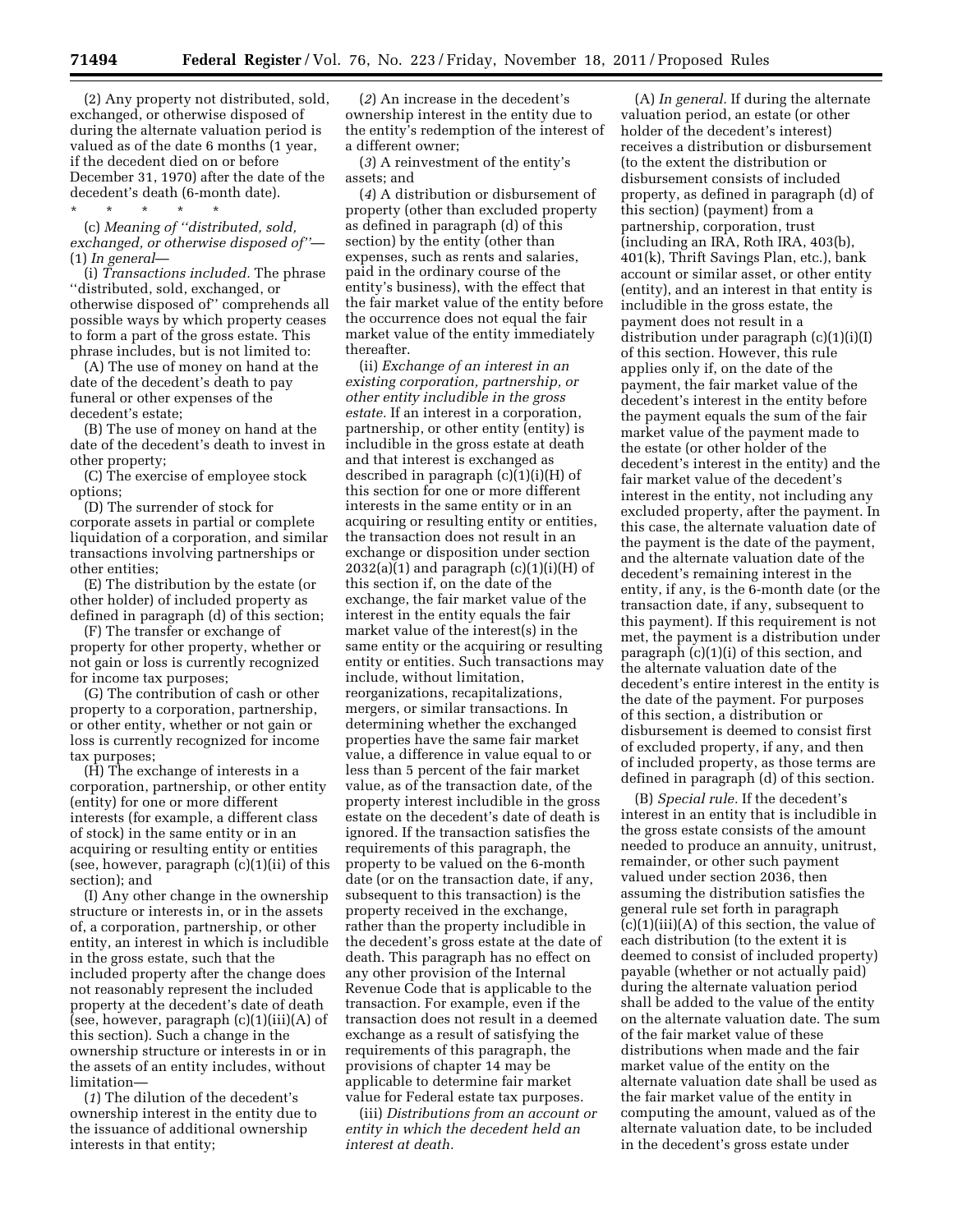(2) Any property not distributed, sold, exchanged, or otherwise disposed of during the alternate valuation period is valued as of the date 6 months (1 year, if the decedent died on or before December 31, 1970) after the date of the decedent's death (6-month date).

\* \* \* \* \*

(c) *Meaning of "distributed, sold, exchanged, or otherwise disposed of"*—(1) *In general*—

(i) *Transactions included.* The phrase "distributed, sold, exchanged, or otherwise disposed of" comprehends all possible ways by which property ceases to form a part of the gross estate. This phrase includes, but is not limited to:

(A) The use of money on hand at the date of the decedent's death to pay funeral or other expenses of the decedent's estate;

(B) The use of money on hand at the date of the decedent's death to invest in other property;

(C) The exercise of employee stock options;

(D) The surrender of stock for corporate assets in partial or complete liquidation of a corporation, and similar transactions involving partnerships or other entities;

(E) The distribution by the estate (or other holder) of included property as defined in paragraph (d) of this section;

(F) The transfer or exchange of property for other property, whether or not gain or loss is currently recognized for income tax purposes;

(G) The contribution of cash or other property to a corporation, partnership, or other entity, whether or not gain or loss is currently recognized for income tax purposes;

(H) The exchange of interests in a corporation, partnership, or other entity (entity) for one or more different interests (for example, a different class of stock) in the same entity or in an acquiring or resulting entity or entities (see, however, paragraph (c)(1)(ii) of this section); and

(I) Any other change in the ownership structure or interests in, or in the assets of, a corporation, partnership, or other entity, an interest in which is includible in the gross estate, such that the included property after the change does not reasonably represent the included property at the decedent's date of death (see, however, paragraph (c)(1)(iii)(A) of this section). Such a change in the ownership structure or interests in or in the assets of an entity includes, without limitation—

(*1*) The dilution of the decedent's ownership interest in the entity due to the issuance of additional ownership interests in that entity;

(*2*) An increase in the decedent's ownership interest in the entity due to the entity's redemption of the interest of a different owner;

(*3*) A reinvestment of the entity's assets; and

(*4*) A distribution or disbursement of property (other than excluded property as defined in paragraph (d) of this section) by the entity (other than expenses, such as rents and salaries, paid in the ordinary course of the entity's business), with the effect that the fair market value of the entity before the occurrence does not equal the fair market value of the entity immediately thereafter.

(ii) *Exchange of an interest in an existing corporation, partnership, or other entity includible in the gross estate.* If an interest in a corporation, partnership, or other entity (entity) is includible in the gross estate at death and that interest is exchanged as described in paragraph (c)(1)(i)(H) of this section for one or more different interests in the same entity or in an acquiring or resulting entity or entities, the transaction does not result in an exchange or disposition under section 2032(a)(1) and paragraph (c)(1)(i)(H) of this section if, on the date of the exchange, the fair market value of the interest in the entity equals the fair market value of the interest(s) in the same entity or the acquiring or resulting entity or entities. Such transactions may include, without limitation, reorganizations, recapitalizations, mergers, or similar transactions. In determining whether the exchanged properties have the same fair market value, a difference in value equal to or less than 5 percent of the fair market value, as of the transaction date, of the property interest includible in the gross estate on the decedent's date of death is ignored. If the transaction satisfies the requirements of this paragraph, the property to be valued on the 6-month date (or on the transaction date, if any, subsequent to this transaction) is the property received in the exchange, rather than the property includible in the decedent's gross estate at the date of death. This paragraph has no effect on any other provision of the Internal Revenue Code that is applicable to the transaction. For example, even if the transaction does not result in a deemed exchange as a result of satisfying the requirements of this paragraph, the provisions of chapter 14 may be applicable to determine fair market value for Federal estate tax purposes.

(iii) *Distributions from an account or entity in which the decedent held an interest at death.*

(A) *In general.* If during the alternate valuation period, an estate (or other holder of the decedent's interest) receives a distribution or disbursement (to the extent the distribution or disbursement consists of included property, as defined in paragraph (d) of this section) (payment) from a partnership, corporation, trust (including an IRA, Roth IRA, 403(b), 401(k), Thrift Savings Plan, etc.), bank account or similar asset, or other entity (entity), and an interest in that entity is includible in the gross estate, the payment does not result in a distribution under paragraph (c)(1)(i)(I) of this section. However, this rule applies only if, on the date of the payment, the fair market value of the decedent's interest in the entity before the payment equals the sum of the fair market value of the payment made to the estate (or other holder of the decedent's interest in the entity) and the fair market value of the decedent's interest in the entity, not including any excluded property, after the payment. In this case, the alternate valuation date of the payment is the date of the payment, and the alternate valuation date of the decedent's remaining interest in the entity, if any, is the 6-month date (or the transaction date, if any, subsequent to this payment). If this requirement is not met, the payment is a distribution under paragraph (c)(1)(i) of this section, and the alternate valuation date of the decedent's entire interest in the entity is the date of the payment. For purposes of this section, a distribution or disbursement is deemed to consist first of excluded property, if any, and then of included property, as those terms are defined in paragraph (d) of this section.

(B) *Special rule.* If the decedent's interest in an entity that is includible in the gross estate consists of the amount needed to produce an annuity, unitrust, remainder, or other such payment valued under section 2036, then assuming the distribution satisfies the general rule set forth in paragraph (c)(1)(iii)(A) of this section, the value of each distribution (to the extent it is deemed to consist of included property) payable (whether or not actually paid) during the alternate valuation period shall be added to the value of the entity on the alternate valuation date. The sum of the fair market value of these distributions when made and the fair market value of the entity on the alternate valuation date shall be used as the fair market value of the entity in computing the amount, valued as of the alternate valuation date, to be included in the decedent's gross estate under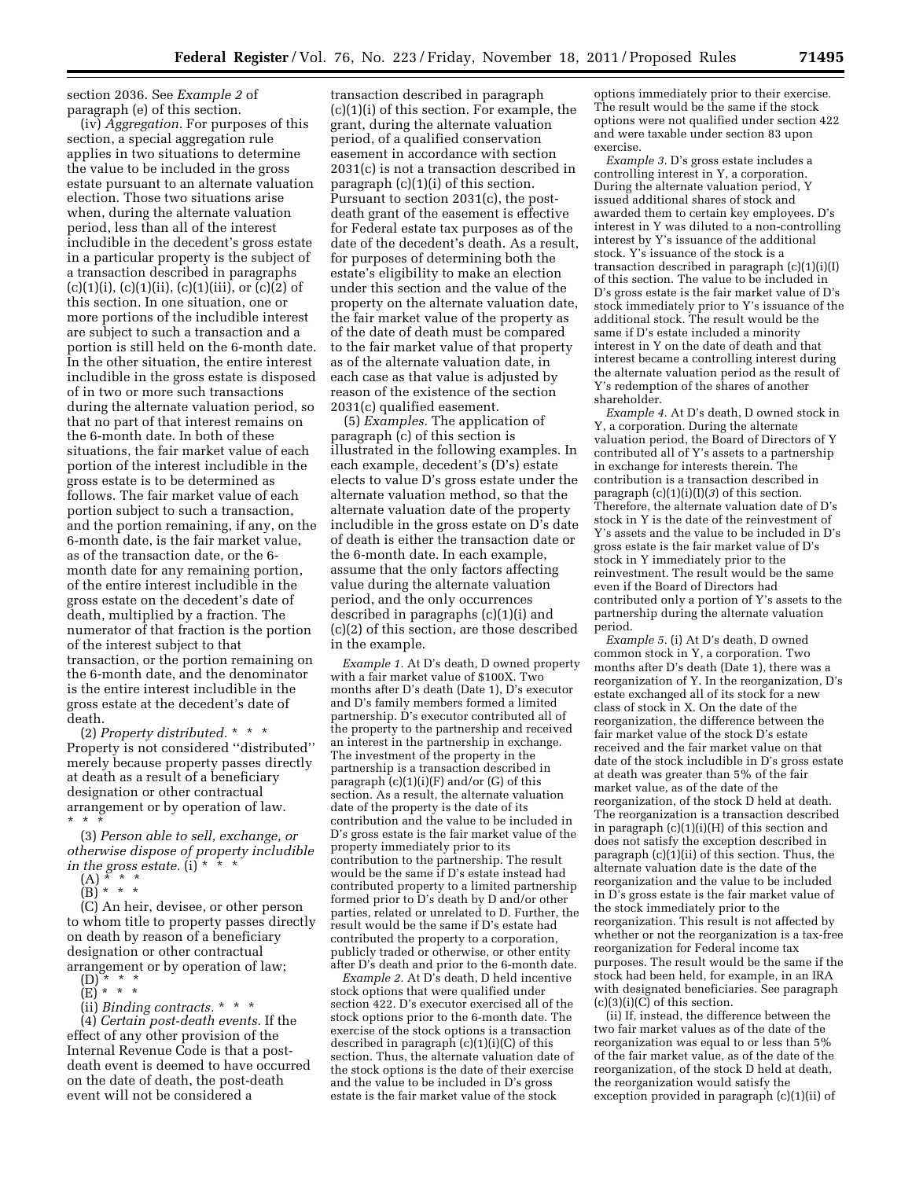section 2036. See *Example 2* of paragraph (e) of this section.

(iv) *Aggregation.* For purposes of this section, a special aggregation rule applies in two situations to determine the value to be included in the gross estate pursuant to an alternate valuation election. Those two situations arise when, during the alternate valuation period, less than all of the interest includible in the decedent's gross estate in a particular property is the subject of a transaction described in paragraphs (c)(1)(i), (c)(1)(ii), (c)(1)(iii), or (c)(2) of this section. In one situation, one or more portions of the includible interest are subject to such a transaction and a portion is still held on the 6-month date. In the other situation, the entire interest includible in the gross estate is disposed of in two or more such transactions during the alternate valuation period, so that no part of that interest remains on the 6-month date. In both of these situations, the fair market value of each portion of the interest includible in the gross estate is to be determined as follows. The fair market value of each portion subject to such a transaction, and the portion remaining, if any, on the 6-month date, is the fair market value, as of the transaction date, or the 6-month date for any remaining portion, of the entire interest includible in the gross estate on the decedent's date of death, multiplied by a fraction. The numerator of that fraction is the portion of the interest subject to that transaction, or the portion remaining on the 6-month date, and the denominator is the entire interest includible in the gross estate at the decedent's date of death.

(2) *Property distributed.* * * * Property is not considered ''distributed'' merely because property passes directly at death as a result of a beneficiary designation or other contractual arrangement or by operation of law.

\* \* \*

(3) *Person able to sell, exchange, or otherwise dispose of property includible in the gross estate.* (i) * * *

(A) * * *

(B) * * *

(C) An heir, devisee, or other person to whom title to property passes directly on death by reason of a beneficiary designation or other contractual arrangement or by operation of law;

(D) * * *

(E) * * *

(ii) *Binding contracts.* * * *

(4) *Certain post-death events.* If the effect of any other provision of the Internal Revenue Code is that a post-death event is deemed to have occurred on the date of death, the post-death event will not be considered a transaction described in paragraph (c)(1)(i) of this section. For example, the grant, during the alternate valuation period, of a qualified conservation easement in accordance with section 2031(c) is not a transaction described in paragraph (c)(1)(i) of this section. Pursuant to section 2031(c), the post-death grant of the easement is effective for Federal estate tax purposes as of the date of the decedent's death. As a result, for purposes of determining both the estate's eligibility to make an election under this section and the value of the property on the alternate valuation date, the fair market value of the property as of the date of death must be compared to the fair market value of that property as of the alternate valuation date, in each case as that value is adjusted by reason of the existence of the section 2031(c) qualified easement.

(5) *Examples.* The application of paragraph (c) of this section is illustrated in the following examples. In each example, decedent's (D's) estate elects to value D's gross estate under the alternate valuation method, so that the alternate valuation date of the property includible in the gross estate on D's date of death is either the transaction date or the 6-month date. In each example, assume that the only factors affecting value during the alternate valuation period, and the only occurrences described in paragraphs (c)(1)(i) and (c)(2) of this section, are those described in the example.

*Example 1.* At D's death, D owned property with a fair market value of $100X. Two months after D's death (Date 1), D's executor and D's family members formed a limited partnership. D's executor contributed all of the property to the partnership and received an interest in the partnership in exchange. The investment of the property in the partnership is a transaction described in paragraph (c)(1)(i)(F) and/or (G) of this section. As a result, the alternate valuation date of the property is the date of its contribution and the value to be included in D's gross estate is the fair market value of the property immediately prior to its contribution to the partnership. The result would be the same if D's estate instead had contributed property to a limited partnership formed prior to D's death by D and/or other parties, related or unrelated to D. Further, the result would be the same if D's estate had contributed the property to a corporation, publicly traded or otherwise, or other entity after D's death and prior to the 6-month date.

*Example 2.* At D's death, D held incentive stock options that were qualified under section 422. D's executor exercised all of the stock options prior to the 6-month date. The exercise of the stock options is a transaction described in paragraph (c)(1)(i)(C) of this section. Thus, the alternate valuation date of the stock options is the date of their exercise and the value to be included in D's gross estate is the fair market value of the stock options immediately prior to their exercise. The result would be the same if the stock options were not qualified under section 422 and were taxable under section 83 upon exercise.

*Example 3.* D's gross estate includes a controlling interest in Y, a corporation. During the alternate valuation period, Y issued additional shares of stock and awarded them to certain key employees. D's interest in Y was diluted to a non-controlling interest by Y's issuance of the additional stock. Y's issuance of the stock is a transaction described in paragraph (c)(1)(i)(I) of this section. The value to be included in D's gross estate is the fair market value of D's stock immediately prior to Y's issuance of the additional stock. The result would be the same if D's estate included a minority interest in Y on the date of death and that interest became a controlling interest during the alternate valuation period as the result of Y's redemption of the shares of another shareholder.

*Example 4.* At D's death, D owned stock in Y, a corporation. During the alternate valuation period, the Board of Directors of Y contributed all of Y's assets to a partnership in exchange for interests therein. The contribution is a transaction described in paragraph (c)(1)(i)(I)(*3*) of this section. Therefore, the alternate valuation date of D's stock in Y is the date of the reinvestment of Y's assets and the value to be included in D's gross estate is the fair market value of D's stock in Y immediately prior to the reinvestment. The result would be the same even if the Board of Directors had contributed only a portion of Y's assets to the partnership during the alternate valuation period.

*Example 5.* (i) At D's death, D owned common stock in Y, a corporation. Two months after D's death (Date 1), there was a reorganization of Y. In the reorganization, D's estate exchanged all of its stock for a new class of stock in X. On the date of the reorganization, the difference between the fair market value of the stock D's estate received and the fair market value on that date of the stock includible in D's gross estate at death was greater than 5% of the fair market value, as of the date of the reorganization, of the stock D held at death. The reorganization is a transaction described in paragraph (c)(1)(i)(H) of this section and does not satisfy the exception described in paragraph (c)(1)(ii) of this section. Thus, the alternate valuation date is the date of the reorganization and the value to be included in D's gross estate is the fair market value of the stock immediately prior to the reorganization. This result is not affected by whether or not the reorganization is a tax-free reorganization for Federal income tax purposes. The result would be the same if the stock had been held, for example, in an IRA with designated beneficiaries. See paragraph (c)(3)(i)(C) of this section.

(ii) If, instead, the difference between the two fair market values as of the date of the reorganization was equal to or less than 5% of the fair market value, as of the date of the reorganization, of the stock D held at death, the reorganization would satisfy the exception provided in paragraph (c)(1)(ii) of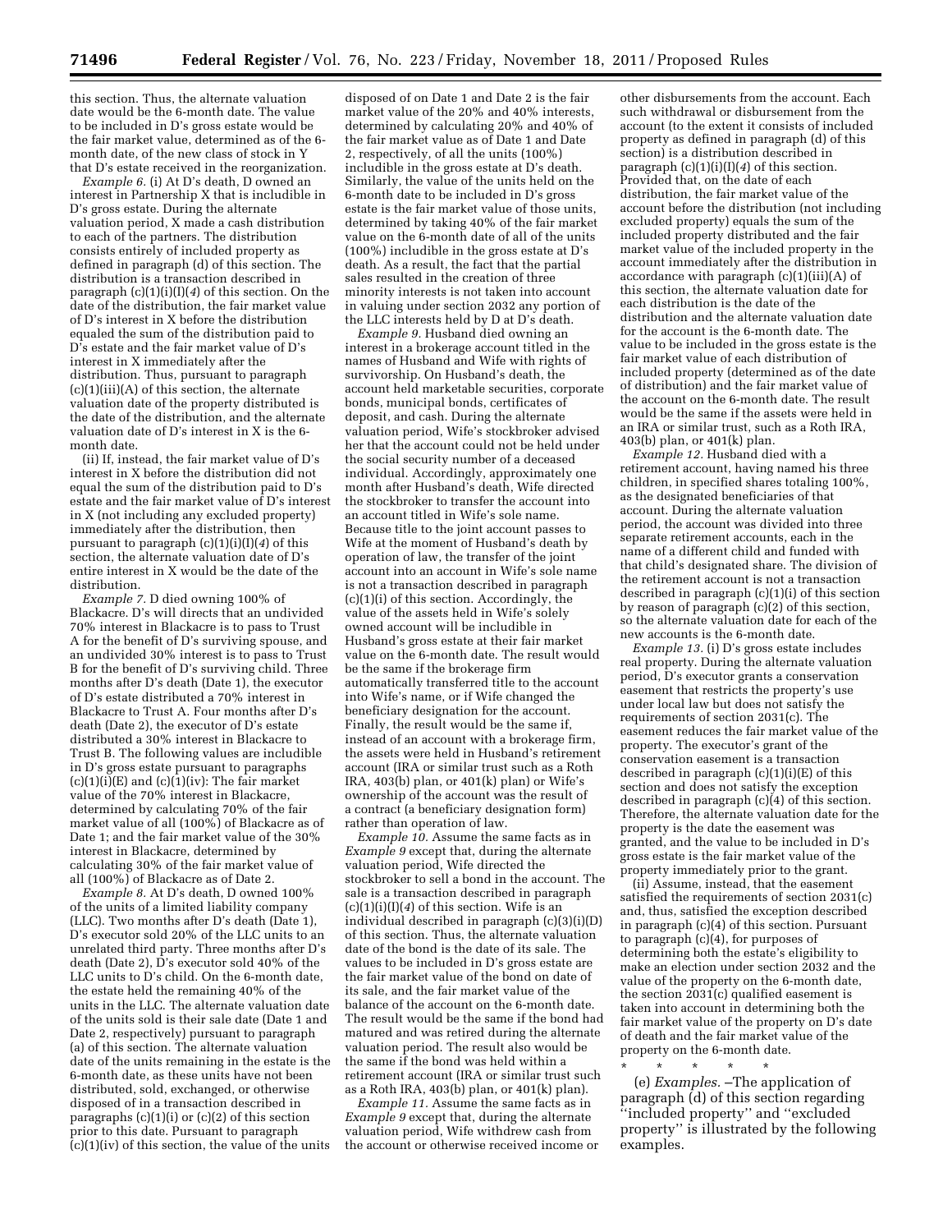this section. Thus, the alternate valuation date would be the 6-month date. The value to be included in D's gross estate would be the fair market value, determined as of the 6-month date, of the new class of stock in Y that D's estate received in the reorganization.

*Example 6.* (i) At D's death, D owned an interest in Partnership X that is includible in D's gross estate. During the alternate valuation period, X made a cash distribution to each of the partners. The distribution consists entirely of included property as defined in paragraph (d) of this section. The distribution is a transaction described in paragraph (c)(1)(i)(I)(*4*) of this section. On the date of the distribution, the fair market value of D's interest in X before the distribution equaled the sum of the distribution paid to D's estate and the fair market value of D's interest in X immediately after the distribution. Thus, pursuant to paragraph (c)(1)(iii)(A) of this section, the alternate valuation date of the property distributed is the date of the distribution, and the alternate valuation date of D's interest in X is the 6-month date.

(ii) If, instead, the fair market value of D's interest in X before the distribution did not equal the sum of the distribution paid to D's estate and the fair market value of D's interest in X (not including any excluded property) immediately after the distribution, then pursuant to paragraph (c)(1)(i)(I)(*4*) of this section, the alternate valuation date of D's entire interest in X would be the date of the distribution.

*Example 7.* D died owning 100% of Blackacre. D's will directs that an undivided 70% interest in Blackacre is to pass to Trust A for the benefit of D's surviving spouse, and an undivided 30% interest is to pass to Trust B for the benefit of D's surviving child. Three months after D's death (Date 1), the executor of D's estate distributed a 70% interest in Blackacre to Trust A. Four months after D's death (Date 2), the executor of D's estate distributed a 30% interest in Blackacre to Trust B. The following values are includible in D's gross estate pursuant to paragraphs (c)(1)(i)(E) and (c)(1)(iv): The fair market value of the 70% interest in Blackacre, determined by calculating 70% of the fair market value of all (100%) of Blackacre as of Date 1; and the fair market value of the 30% interest in Blackacre, determined by calculating 30% of the fair market value of all (100%) of Blackacre as of Date 2.

*Example 8.* At D's death, D owned 100% of the units of a limited liability company (LLC). Two months after D's death (Date 1), D's executor sold 20% of the LLC units to an unrelated third party. Three months after D's death (Date 2), D's executor sold 40% of the LLC units to D's child. On the 6-month date, the estate held the remaining 40% of the units in the LLC. The alternate valuation date of the units sold is their sale date (Date 1 and Date 2, respectively) pursuant to paragraph (a) of this section. The alternate valuation date of the units remaining in the estate is the 6-month date, as these units have not been distributed, sold, exchanged, or otherwise disposed of in a transaction described in paragraphs (c)(1)(i) or (c)(2) of this section prior to this date. Pursuant to paragraph (c)(1)(iv) of this section, the value of the units disposed of on Date 1 and Date 2 is the fair market value of the 20% and 40% interests, determined by calculating 20% and 40% of the fair market value as of Date 1 and Date 2, respectively, of all the units (100%) includible in the gross estate at D's death. Similarly, the value of the units held on the 6-month date to be included in D's gross estate is the fair market value of those units, determined by taking 40% of the fair market value on the 6-month date of all of the units (100%) includible in the gross estate at D's death. As a result, the fact that the partial sales resulted in the creation of three minority interests is not taken into account in valuing under section 2032 any portion of the LLC interests held by D at D's death.

*Example 9.* Husband died owning an interest in a brokerage account titled in the names of Husband and Wife with rights of survivorship. On Husband's death, the account held marketable securities, corporate bonds, municipal bonds, certificates of deposit, and cash. During the alternate valuation period, Wife's stockbroker advised her that the account could not be held under the social security number of a deceased individual. Accordingly, approximately one month after Husband's death, Wife directed the stockbroker to transfer the account into an account titled in Wife's sole name. Because title to the joint account passes to Wife at the moment of Husband's death by operation of law, the transfer of the joint account into an account in Wife's sole name is not a transaction described in paragraph (c)(1)(i) of this section. Accordingly, the value of the assets held in Wife's solely owned account will be includible in Husband's gross estate at their fair market value on the 6-month date. The result would be the same if the brokerage firm automatically transferred title to the account into Wife's name, or if Wife changed the beneficiary designation for the account. Finally, the result would be the same if, instead of an account with a brokerage firm, the assets were held in Husband's retirement account (IRA or similar trust such as a Roth IRA, 403(b) plan, or 401(k) plan) or Wife's ownership of the account was the result of a contract (a beneficiary designation form) rather than operation of law.

*Example 10.* Assume the same facts as in *Example 9* except that, during the alternate valuation period, Wife directed the stockbroker to sell a bond in the account. The sale is a transaction described in paragraph (c)(1)(i)(I)(*4*) of this section. Wife is an individual described in paragraph (c)(3)(i)(D) of this section. Thus, the alternate valuation date of the bond is the date of its sale. The values to be included in D's gross estate are the fair market value of the bond on date of its sale, and the fair market value of the balance of the account on the 6-month date. The result would be the same if the bond had matured and was retired during the alternate valuation period. The result also would be the same if the bond was held within a retirement account (IRA or similar trust such as a Roth IRA, 403(b) plan, or 401(k) plan).

*Example 11.* Assume the same facts as in *Example 9* except that, during the alternate valuation period, Wife withdrew cash from the account or otherwise received income or other disbursements from the account. Each such withdrawal or disbursement from the account (to the extent it consists of included property as defined in paragraph (d) of this section) is a distribution described in paragraph (c)(1)(i)(I)(*4*) of this section. Provided that, on the date of each distribution, the fair market value of the account before the distribution (not including excluded property) equals the sum of the included property distributed and the fair market value of the included property in the account immediately after the distribution in accordance with paragraph (c)(1)(iii)(A) of this section, the alternate valuation date for each distribution is the date of the distribution and the alternate valuation date for the account is the 6-month date. The value to be included in the gross estate is the fair market value of each distribution of included property (determined as of the date of distribution) and the fair market value of the account on the 6-month date. The result would be the same if the assets were held in an IRA or similar trust, such as a Roth IRA, 403(b) plan, or 401(k) plan.

*Example 12.* Husband died with a retirement account, having named his three children, in specified shares totaling 100%, as the designated beneficiaries of that account. During the alternate valuation period, the account was divided into three separate retirement accounts, each in the name of a different child and funded with that child's designated share. The division of the retirement account is not a transaction described in paragraph (c)(1)(i) of this section by reason of paragraph (c)(2) of this section, so the alternate valuation date for each of the new accounts is the 6-month date.

*Example 13.* (i) D's gross estate includes real property. During the alternate valuation period, D's executor grants a conservation easement that restricts the property's use under local law but does not satisfy the requirements of section 2031(c). The easement reduces the fair market value of the property. The executor's grant of the conservation easement is a transaction described in paragraph (c)(1)(i)(E) of this section and does not satisfy the exception described in paragraph (c)(4) of this section. Therefore, the alternate valuation date for the property is the date the easement was granted, and the value to be included in D's gross estate is the fair market value of the property immediately prior to the grant.

(ii) Assume, instead, that the easement satisfied the requirements of section 2031(c) and, thus, satisfied the exception described in paragraph (c)(4) of this section. Pursuant to paragraph (c)(4), for purposes of determining both the estate's eligibility to make an election under section 2032 and the value of the property on the 6-month date, the section 2031(c) qualified easement is taken into account in determining both the fair market value of the property on D's date of death and the fair market value of the property on the 6-month date.

\* \* \* \* \*

(e) *Examples.* –The application of paragraph (d) of this section regarding "included property" and "excluded property" is illustrated by the following examples.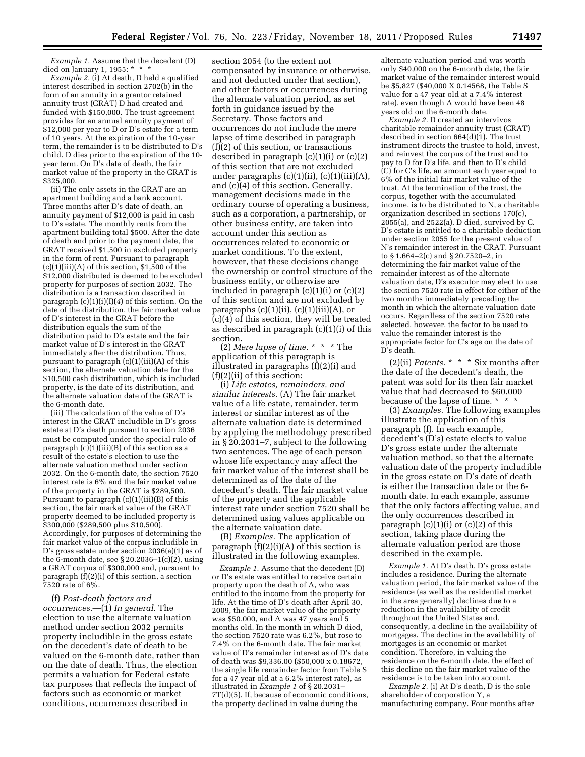*Example 1.* Assume that the decedent (D) died on January 1, 1955: * * *

*Example 2.* (i) At death, D held a qualified interest described in section 2702(b) in the form of an annuity in a grantor retained annuity trust (GRAT) D had created and funded with $150,000. The trust agreement provides for an annual annuity payment of $12,000 per year to D or D's estate for a term of 10 years. At the expiration of the 10-year term, the remainder is to be distributed to D's child. D dies prior to the expiration of the 10-year term. On D's date of death, the fair market value of the property in the GRAT is $325,000.

(ii) The only assets in the GRAT are an apartment building and a bank account. Three months after D's date of death, an annuity payment of $12,000 is paid in cash to D's estate. The monthly rents from the apartment building total $500. After the date of death and prior to the payment date, the GRAT received $1,500 in excluded property in the form of rent. Pursuant to paragraph (c)(1)(iii)(A) of this section, $1,500 of the $12,000 distributed is deemed to be excluded property for purposes of section 2032. The distribution is a transaction described in paragraph (c)(1)(i)(I)(*4*) of this section. On the date of the distribution, the fair market value of D's interest in the GRAT before the distribution equals the sum of the distribution paid to D's estate and the fair market value of D's interest in the GRAT immediately after the distribution. Thus, pursuant to paragraph (c)(1)(iii)(A) of this section, the alternate valuation date for the $10,500 cash distribution, which is included property, is the date of its distribution, and the alternate valuation date of the GRAT is the 6-month date.

(iii) The calculation of the value of D's interest in the GRAT includible in D's gross estate at D's death pursuant to section 2036 must be computed under the special rule of paragraph (c)(1)(iii)(B) of this section as a result of the estate's election to use the alternate valuation method under section 2032. On the 6-month date, the section 7520 interest rate is 6% and the fair market value of the property in the GRAT is $289,500. Pursuant to paragraph (c)(1)(iii)(B) of this section, the fair market value of the GRAT property deemed to be included property is $300,000 ($289,500 plus $10,500). Accordingly, for purposes of determining the fair market value of the corpus includible in D's gross estate under section 2036(a)(1) as of the 6-month date, see § 20.2036–1(c)(2), using a GRAT corpus of $300,000 and, pursuant to paragraph (f)(2)(i) of this section, a section 7520 rate of 6%.

(f) *Post-death factors and occurrences.*—(1) *In general.* The election to use the alternate valuation method under section 2032 permits property includible in the gross estate on the decedent's date of death to be valued on the 6-month date, rather than on the date of death. Thus, the election permits a valuation for Federal estate tax purposes that reflects the impact of factors such as economic or market conditions, occurrences described in section 2054 (to the extent not compensated by insurance or otherwise, and not deducted under that section), and other factors or occurrences during the alternate valuation period, as set forth in guidance issued by the Secretary. Those factors and occurrences do not include the mere lapse of time described in paragraph (f)(2) of this section, or transactions described in paragraph (c)(1)(i) or (c)(2) of this section that are not excluded under paragraphs (c)(1)(ii), (c)(1)(iii)(A), and (c)(4) of this section. Generally, management decisions made in the ordinary course of operating a business, such as a corporation, a partnership, or other business entity, are taken into account under this section as occurrences related to economic or market conditions. To the extent, however, that these decisions change the ownership or control structure of the business entity, or otherwise are included in paragraph (c)(1)(i) or (c)(2) of this section and are not excluded by paragraphs (c)(1)(ii), (c)(1)(iii)(A), or (c)(4) of this section, they will be treated as described in paragraph (c)(1)(i) of this section.

(2) *Mere lapse of time.* * * * The application of this paragraph is illustrated in paragraphs (f)(2)(i) and (f)(2)(ii) of this section:

(i) *Life estates, remainders, and similar interests.* (A) The fair market value of a life estate, remainder, term interest or similar interest as of the alternate valuation date is determined by applying the methodology prescribed in § 20.2031–7, subject to the following two sentences. The age of each person whose life expectancy may affect the fair market value of the interest shall be determined as of the date of the decedent's death. The fair market value of the property and the applicable interest rate under section 7520 shall be determined using values applicable on the alternate valuation date.

(B) *Examples.* The application of paragraph (f)(2)(i)(A) of this section is illustrated in the following examples.

*Example 1.* Assume that the decedent (D) or D's estate was entitled to receive certain property upon the death of A, who was entitled to the income from the property for life. At the time of D's death after April 30, 2009, the fair market value of the property was $50,000, and A was 47 years and 5 months old. In the month in which D died, the section 7520 rate was 6.2%, but rose to 7.4% on the 6-month date. The fair market value of D's remainder interest as of D's date of death was $9,336.00 ($50,000 x 0.18672, the single life remainder factor from Table S for a 47 year old at a 6.2% interest rate), as illustrated in *Example 1* of § 20.2031–7T(d)(5). If, because of economic conditions, the property declined in value during the alternate valuation period and was worth only $40,000 on the 6-month date, the fair market value of the remainder interest would be $5,827 ($40,000 X 0.14568, the Table S value for a 47 year old at a 7.4% interest rate), even though A would have been 48 years old on the 6-month date.

*Example 2.* D created an intervivos charitable remainder annuity trust (CRAT) described in section 664(d)(1). The trust instrument directs the trustee to hold, invest, and reinvest the corpus of the trust and to pay to D for D's life, and then to D's child (C) for C's life, an amount each year equal to 6% of the initial fair market value of the trust. At the termination of the trust, the corpus, together with the accumulated income, is to be distributed to N, a charitable organization described in sections 170(c), 2055(a), and 2522(a). D died, survived by C. D's estate is entitled to a charitable deduction under section 2055 for the present value of N's remainder interest in the CRAT. Pursuant to § 1.664–2(c) and § 20.7520–2, in determining the fair market value of the remainder interest as of the alternate valuation date, D's executor may elect to use the section 7520 rate in effect for either of the two months immediately preceding the month in which the alternate valuation date occurs. Regardless of the section 7520 rate selected, however, the factor to be used to value the remainder interest is the appropriate factor for C's age on the date of D's death.

(2)(ii) *Patents.* * * * Six months after the date of the decedent's death, the patent was sold for its then fair market value that had decreased to $60,000 because of the lapse of time. * * *

(3) *Examples.* The following examples illustrate the application of this paragraph (f). In each example, decedent's (D's) estate elects to value D's gross estate under the alternate valuation method, so that the alternate valuation date of the property includible in the gross estate on D's date of death is either the transaction date or the 6-month date. In each example, assume that the only factors affecting value, and the only occurrences described in paragraph (c)(1)(i) or (c)(2) of this section, taking place during the alternate valuation period are those described in the example.

*Example 1.* At D's death, D's gross estate includes a residence. During the alternate valuation period, the fair market value of the residence (as well as the residential market in the area generally) declines due to a reduction in the availability of credit throughout the United States and, consequently, a decline in the availability of mortgages. The decline in the availability of mortgages is an economic or market condition. Therefore, in valuing the residence on the 6-month date, the effect of this decline on the fair market value of the residence is to be taken into account.

*Example 2.* (i) At D's death, D is the sole shareholder of corporation Y, a manufacturing company. Four months after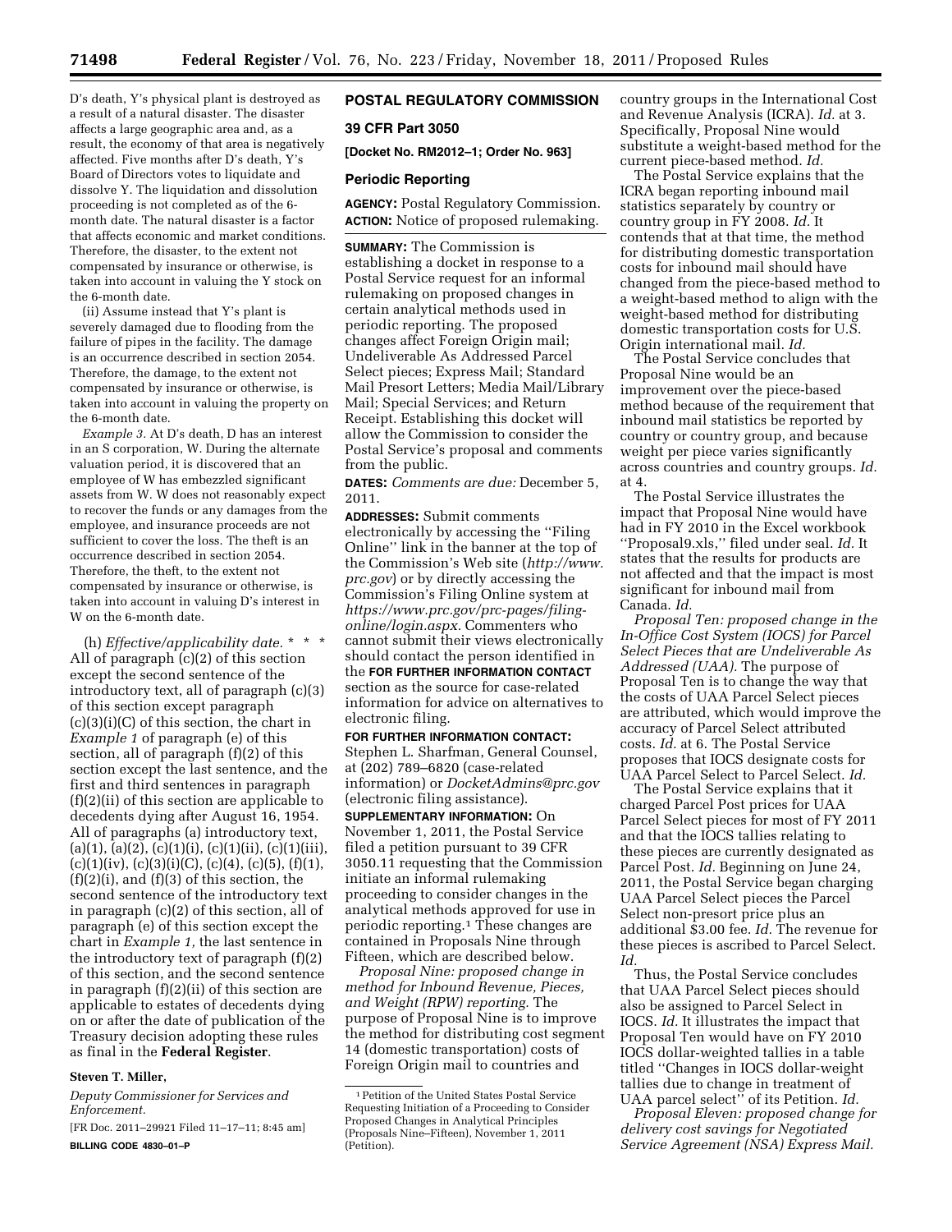D's death, Y's physical plant is destroyed as a result of a natural disaster. The disaster affects a large geographic area and, as a result, the economy of that area is negatively affected. Five months after D's death, Y's Board of Directors votes to liquidate and dissolve Y. The liquidation and dissolution proceeding is not completed as of the 6-month date. The natural disaster is a factor that affects economic and market conditions. Therefore, the disaster, to the extent not compensated by insurance or otherwise, is taken into account in valuing the Y stock on the 6-month date.

(ii) Assume instead that Y's plant is severely damaged due to flooding from the failure of pipes in the facility. The damage is an occurrence described in section 2054. Therefore, the damage, to the extent not compensated by insurance or otherwise, is taken into account in valuing the property on the 6-month date.

*Example 3.* At D's death, D has an interest in an S corporation, W. During the alternate valuation period, it is discovered that an employee of W has embezzled significant assets from W. W does not reasonably expect to recover the funds or any damages from the employee, and insurance proceeds are not sufficient to cover the loss. The theft is an occurrence described in section 2054. Therefore, the theft, to the extent not compensated by insurance or otherwise, is taken into account in valuing D's interest in W on the 6-month date.

(h) *Effective/applicability date.* * * * All of paragraph (c)(2) of this section except the second sentence of the introductory text, all of paragraph (c)(3) of this section except paragraph (c)(3)(i)(C) of this section, the chart in *Example 1* of paragraph (e) of this section, all of paragraph (f)(2) of this section except the last sentence, and the first and third sentences in paragraph (f)(2)(ii) of this section are applicable to decedents dying after August 16, 1954. All of paragraphs (a) introductory text, (a)(1), (a)(2), (c)(1)(i), (c)(1)(ii), (c)(1)(iii), (c)(1)(iv), (c)(3)(i)(C), (c)(4), (c)(5), (f)(1), (f)(2)(i), and (f)(3) of this section, the second sentence of the introductory text in paragraph (c)(2) of this section, all of paragraph (e) of this section except the chart in *Example 1,* the last sentence in the introductory text of paragraph (f)(2) of this section, and the second sentence in paragraph (f)(2)(ii) of this section are applicable to estates of decedents dying on or after the date of publication of the Treasury decision adopting these rules as final in the **Federal Register**.

**Steven T. Miller,**

*Deputy Commissioner for Services and Enforcement.*

[FR Doc. 2011–29921 Filed 11–17–11; 8:45 am]

**BILLING CODE 4830–01–P**

## POSTAL REGULATORY COMMISSION

### 39 CFR Part 3050

**[Docket No. RM2012–1; Order No. 963]**

### Periodic Reporting

**AGENCY:** Postal Regulatory Commission.

**ACTION:** Notice of proposed rulemaking.

**SUMMARY:** The Commission is establishing a docket in response to a Postal Service request for an informal rulemaking on proposed changes in certain analytical methods used in periodic reporting. The proposed changes affect Foreign Origin mail; Undeliverable As Addressed Parcel Select pieces; Express Mail; Standard Mail Presort Letters; Media Mail/Library Mail; Special Services; and Return Receipt. Establishing this docket will allow the Commission to consider the Postal Service's proposal and comments from the public.

**DATES:** *Comments are due:* December 5, 2011.

**ADDRESSES:** Submit comments electronically by accessing the "Filing Online" link in the banner at the top of the Commission's Web site (*http://www.prc.gov*) or by directly accessing the Commission's Filing Online system at *https://www.prc.gov/prc-pages/filing-online/login.aspx.* Commenters who cannot submit their views electronically should contact the person identified in the **FOR FURTHER INFORMATION CONTACT** section as the source for case-related information for advice on alternatives to electronic filing.

**FOR FURTHER INFORMATION CONTACT:** Stephen L. Sharfman, General Counsel, at (202) 789–6820 (case-related information) or *DocketAdmins@prc.gov* (electronic filing assistance).

**SUPPLEMENTARY INFORMATION:** On November 1, 2011, the Postal Service filed a petition pursuant to 39 CFR 3050.11 requesting that the Commission initiate an informal rulemaking proceeding to consider changes in the analytical methods approved for use in periodic reporting.[1] These changes are contained in Proposals Nine through Fifteen, which are described below.

*Proposal Nine: proposed change in method for Inbound Revenue, Pieces, and Weight (RPW) reporting.* The purpose of Proposal Nine is to improve the method for distributing cost segment 14 (domestic transportation) costs of Foreign Origin mail to countries and country groups in the International Cost and Revenue Analysis (ICRA). *Id.* at 3. Specifically, Proposal Nine would substitute a weight-based method for the current piece-based method. *Id.*

The Postal Service explains that the ICRA began reporting inbound mail statistics separately by country or country group in FY 2008. *Id.* It contends that at that time, the method for distributing domestic transportation costs for inbound mail should have changed from the piece-based method to a weight-based method to align with the weight-based method for distributing domestic transportation costs for U.S. Origin international mail. *Id.*

The Postal Service concludes that Proposal Nine would be an improvement over the piece-based method because of the requirement that inbound mail statistics be reported by country or country group, and because weight per piece varies significantly across countries and country groups. *Id.* at 4.

The Postal Service illustrates the impact that Proposal Nine would have had in FY 2010 in the Excel workbook "Proposal9.xls," filed under seal. *Id.* It states that the results for products are not affected and that the impact is most significant for inbound mail from Canada. *Id.*

*Proposal Ten: proposed change in the In-Office Cost System (IOCS) for Parcel Select Pieces that are Undeliverable As Addressed (UAA).* The purpose of Proposal Ten is to change the way that the costs of UAA Parcel Select pieces are attributed, which would improve the accuracy of Parcel Select attributed costs. *Id.* at 6. The Postal Service proposes that IOCS designate costs for UAA Parcel Select to Parcel Select. *Id.*

The Postal Service explains that it charged Parcel Post prices for UAA Parcel Select pieces for most of FY 2011 and that the IOCS tallies relating to these pieces are currently designated as Parcel Post. *Id.* Beginning on June 24, 2011, the Postal Service began charging UAA Parcel Select pieces the Parcel Select non-presort price plus an additional $3.00 fee. *Id.* The revenue for these pieces is ascribed to Parcel Select. *Id.*

Thus, the Postal Service concludes that UAA Parcel Select pieces should also be assigned to Parcel Select in IOCS. *Id.* It illustrates the impact that Proposal Ten would have on FY 2010 IOCS dollar-weighted tallies in a table titled "Changes in IOCS dollar-weight tallies due to change in treatment of UAA parcel select" of its Petition. *Id.*

*Proposal Eleven: proposed change for delivery cost savings for Negotiated Service Agreement (NSA) Express Mail.*

[1] Petition of the United States Postal Service Requesting Initiation of a Proceeding to Consider Proposed Changes in Analytical Principles (Proposals Nine–Fifteen), November 1, 2011 (Petition).